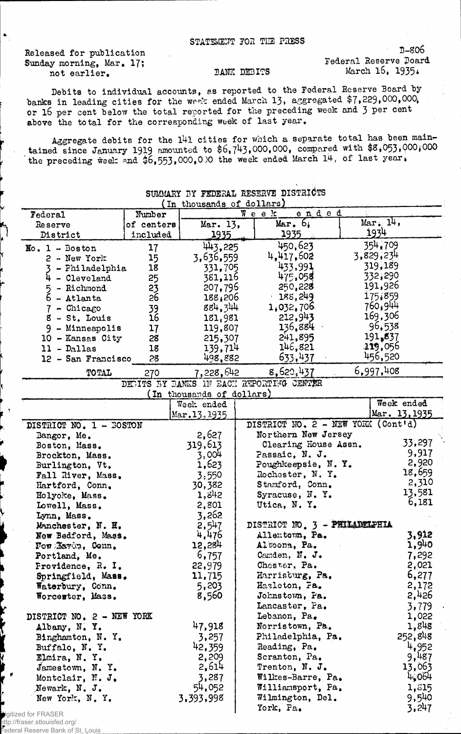STATEMENT FOR THE PRESS

Released for publication
Sunday morning, Mar. 17;
not earlier.

BANK DEBITS

B-806
Federal Reserve Board
March 16, 1935.

Debits to individual accounts, as reported to the Federal Reserve Board by banks in leading cities for the week ended March 13, aggregated $7,229,000,000, or 16 per cent below the total reported for the preceding week and 3 per cent above the total for the corresponding week of last year.

Aggregate debits for the 141 cities for which a separate total has been maintained since January 1919 amounted to $6,743,000,000, compared with $8,053,000,000 the preceding week and $6,553,000,000 the week ended March 14, of last year.

SUMMARY BY FEDERAL RESERVE DISTRICTS
(In thousands of dollars)

| Federal Reserve District | Number of centers included | Week ended Mar. 13, 1935 | Week ended Mar. 6, 1935 | Week ended Mar. 14, 1934 |
|---|---|---|---|---|
| No. 1 - Boston | 17 | 443,225 | 450,623 | 354,709 |
| 2 - New York | 15 | 3,636,559 | 4,417,602 | 3,829,234 |
| 3 - Philadelphia | 18 | 331,705 | 433,991 | 319,189 |
| 4 - Cleveland | 25 | 381,116 | 475,058 | 332,290 |
| 5 - Richmond | 23 | 207,796 | 250,228 | 191,926 |
| 6 - Atlanta | 26 | 188,206 | 188,249 | 175,859 |
| 7 - Chicago | 39 | 884,344 | 1,032,706 | 760,944 |
| 8 - St. Louis | 16 | 181,981 | 212,943 | 169,306 |
| 9 - Minneapolis | 17 | 119,807 | 136,884 | 96,538 |
| 10 - Kansas City | 28 | 215,307 | 241,895 | 191,837 |
| 11 - Dallas | 18 | 139,714 | 146,821 | 119,056 |
| 12 - San Francisco | 28 | 498,882 | 633,437 | 456,520 |
| TOTAL | 270 | 7,228,642 | 8,620,437 | 6,997,408 |

DEBITS BY BANKS IN EACH REPORTING CENTER
(In thousands of dollars)

| | Week ended Mar. 13, 1935 | | Week ended Mar. 13, 1935 |
|---|---|---|---|
| **DISTRICT NO. 1 - BOSTON** | | **DISTRICT NO. 2 - NEW YORK (Cont'd)** | |
| Bangor, Me. | 2,627 | Northern New Jersey Clearing House Assn. | 33,297 |
| Boston, Mass. | 319,613 | Passaic, N. J. | 9,917 |
| Brockton, Mass. | 3,004 | Poughkeepsie, N. Y. | 2,920 |
| Burlington, Vt. | 1,623 | Rochester, N. Y. | 18,659 |
| Fall River, Mass. | 3,550 | Stamford, Conn. | 2,310 |
| Hartford, Conn. | 30,382 | Syracuse, N. Y. | 13,581 |
| Holyoke, Mass. | 1,842 | Utica, N. Y. | 6,181 |
| Lowell, Mass. | 2,801 | | |
| Lynn, Mass. | 3,262 | **DISTRICT NO. 3 - PHILADELPHIA** | |
| Manchester, N. H. | 2,547 | Allentown, Pa. | 3,912 |
| New Bedford, Mass. | 4,476 | Altoona, Pa. | 1,940 |
| New Haven, Conn. | 12,284 | Camden, N. J. | 7,292 |
| Portland, Me. | 6,757 | Chester, Pa. | 2,021 |
| Providence, R. I. | 22,979 | Harrisburg, Pa. | 6,277 |
| Springfield, Mass. | 11,715 | Hazleton, Pa. | 2,172 |
| Waterbury, Conn. | 5,203 | Johnstown, Pa. | 2,426 |
| Worcester, Mass. | 8,560 | Lancaster, Pa. | 3,779 |
| | | Lebanon, Pa. | 1,022 |
| **DISTRICT NO. 2 - NEW YORK** | | Norristown, Pa. | 1,848 |
| Albany, N. Y. | 47,918 | Philadelphia, Pa. | 252,848 |
| Binghamton, N. Y. | 3,257 | Reading, Pa. | 4,952 |
| Buffalo, N. Y. | 42,359 | Scranton, Pa. | 9,487 |
| Elmira, N. Y. | 2,209 | Trenton, N. J. | 13,063 |
| Jamestown, N. Y. | 2,614 | Wilkes-Barre, Pa. | 4,064 |
| Montclair, N. J. | 3,287 | Williamsport, Pa. | 1,815 |
| Newark, N. J. | 54,052 | Wilmington, Del. | 9,540 |
| New York, N. Y. | 3,393,998 | York, Pa. | 3,247 |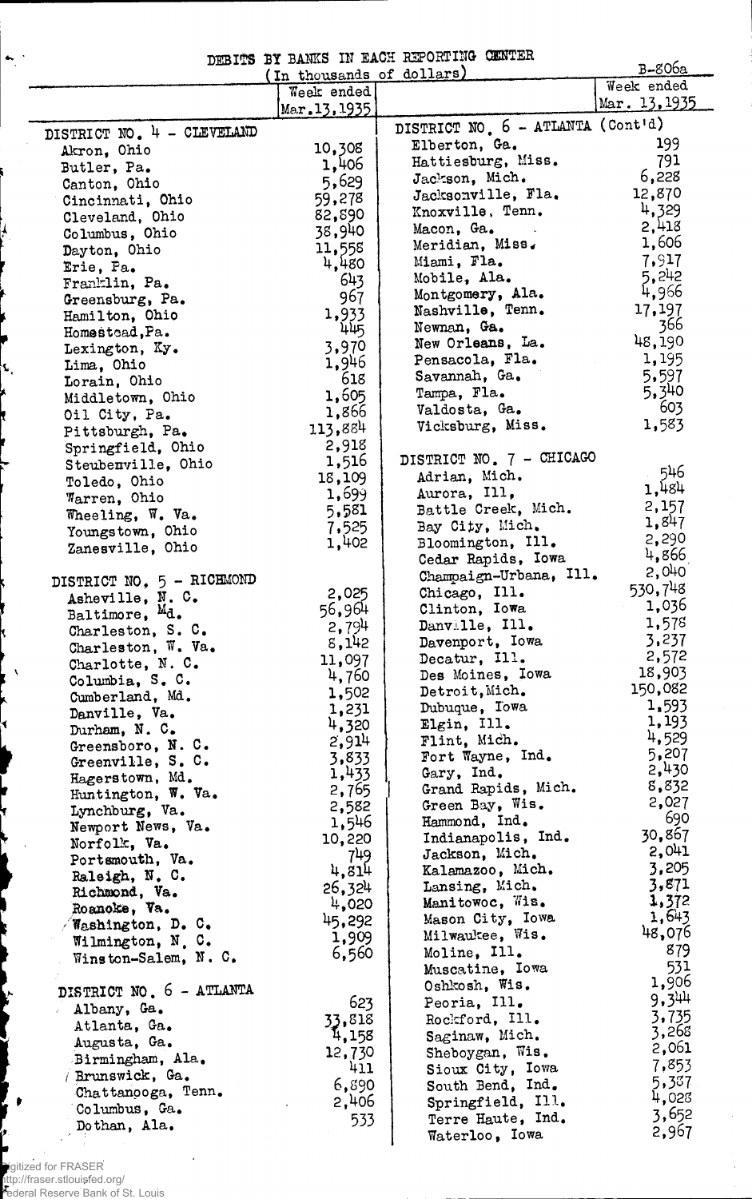DEBITS BY BANKS IN EACH REPORTING CENTER

B-806a

(In thousands of dollars)

| | Week ended Mar. 13, 1935 |
|---|---|
| **DISTRICT NO. 4 - CLEVELAND** | |
| Akron, Ohio | 10,308 |
| Butler, Pa. | 1,406 |
| Canton, Ohio | 5,629 |
| Cincinnati, Ohio | 59,278 |
| Cleveland, Ohio | 82,890 |
| Columbus, Ohio | 38,940 |
| Dayton, Ohio | 11,558 |
| Erie, Pa. | 4,480 |
| Franklin, Pa. | 643 |
| Greensburg, Pa. | 967 |
| Hamilton, Ohio | 1,933 |
| Homestead, Pa. | 445 |
| Lexington, Ky. | 3,970 |
| Lima, Ohio | 1,946 |
| Lorain, Ohio | 618 |
| Middletown, Ohio | 1,605 |
| Oil City, Pa. | 1,866 |
| Pittsburgh, Pa. | 113,884 |
| Springfield, Ohio | 2,918 |
| Steubenville, Ohio | 1,516 |
| Toledo, Ohio | 18,109 |
| Warren, Ohio | 1,699 |
| Wheeling, W. Va. | 5,581 |
| Youngstown, Ohio | 7,525 |
| Zanesville, Ohio | 1,402 |
| **DISTRICT NO. 5 - RICHMOND** | |
| Asheville, N. C. | 2,025 |
| Baltimore, Md. | 56,964 |
| Charleston, S. C. | 2,794 |
| Charleston, W. Va. | 8,142 |
| Charlotte, N. C. | 11,097 |
| Columbia, S. C. | 4,760 |
| Cumberland, Md. | 1,502 |
| Danville, Va. | 1,231 |
| Durham, N. C. | 4,320 |
| Greensboro, N. C. | 2,914 |
| Greenville, S. C. | 3,833 |
| Hagerstown, Md. | 1,433 |
| Huntington, W. Va. | 2,765 |
| Lynchburg, Va. | 2,582 |
| Newport News, Va. | 1,546 |
| Norfolk, Va. | 10,220 |
| Portsmouth, Va. | 749 |
| Raleigh, N. C. | 4,814 |
| Richmond, Va. | 26,324 |
| Roanoke, Va. | 4,020 |
| Washington, D. C. | 45,292 |
| Wilmington, N. C. | 1,909 |
| Winston-Salem, N. C. | 6,560 |
| **DISTRICT NO. 6 - ATLANTA** | |
| Albany, Ga. | 623 |
| Atlanta, Ga. | 33,818 |
| Augusta, Ga. | 4,158 |
| Birmingham, Ala. | 12,730 |
| Brunswick, Ga. | 411 |
| Chattanooga, Tenn. | 6,890 |
| Columbus, Ga. | 2,406 |
| Dothan, Ala. | 533 |
| **DISTRICT NO. 6 - ATLANTA (Cont'd)** | |
| Elberton, Ga. | 199 |
| Hattiesburg, Miss. | 791 |
| Jackson, Mich. | 6,228 |
| Jacksonville, Fla. | 12,870 |
| Knoxville, Tenn. | 4,329 |
| Macon, Ga. | 2,418 |
| Meridian, Miss. | 1,606 |
| Miami, Fla. | 7,917 |
| Mobile, Ala. | 5,242 |
| Montgomery, Ala. | 4,966 |
| Nashville, Tenn. | 17,197 |
| Newnan, Ga. | 366 |
| New Orleans, La. | 48,190 |
| Pensacola, Fla. | 1,195 |
| Savannah, Ga. | 5,597 |
| Tampa, Fla. | 5,340 |
| Valdosta, Ga. | 603 |
| Vicksburg, Miss. | 1,583 |
| **DISTRICT NO. 7 - CHICAGO** | |
| Adrian, Mich. | 546 |
| Aurora, Ill. | 1,484 |
| Battle Creek, Mich. | 2,157 |
| Bay City, Mich. | 1,847 |
| Bloomington, Ill. | 2,290 |
| Cedar Rapids, Iowa | 4,866 |
| Champaign-Urbana, Ill. | 2,040 |
| Chicago, Ill. | 530,748 |
| Clinton, Iowa | 1,036 |
| Danville, Ill. | 1,578 |
| Davenport, Iowa | 3,237 |
| Decatur, Ill. | 2,572 |
| Des Moines, Iowa | 18,903 |
| Detroit, Mich. | 150,082 |
| Dubuque, Iowa | 1,593 |
| Elgin, Ill. | 1,193 |
| Flint, Mich. | 4,529 |
| Fort Wayne, Ind. | 5,207 |
| Gary, Ind. | 2,430 |
| Grand Rapids, Mich. | 8,832 |
| Green Bay, Wis. | 2,027 |
| Hammond, Ind. | 690 |
| Indianapolis, Ind. | 30,867 |
| Jackson, Mich. | 2,041 |
| Kalamazoo, Mich. | 3,205 |
| Lansing, Mich. | 3,871 |
| Manitowoc, Wis. | 1,372 |
| Mason City, Iowa | 1,643 |
| Milwaukee, Wis. | 48,076 |
| Moline, Ill. | 879 |
| Muscatine, Iowa | 531 |
| Oshkosh, Wis. | 1,906 |
| Peoria, Ill. | 9,344 |
| Rockford, Ill. | 3,735 |
| Saginaw, Mich. | 3,268 |
| Sheboygan, Wis. | 2,061 |
| Sioux City, Iowa | 7,853 |
| South Bend, Ind. | 5,387 |
| Springfield, Ill. | 4,028 |
| Terre Haute, Ind. | 3,652 |
| Waterloo, Iowa | 2,967 |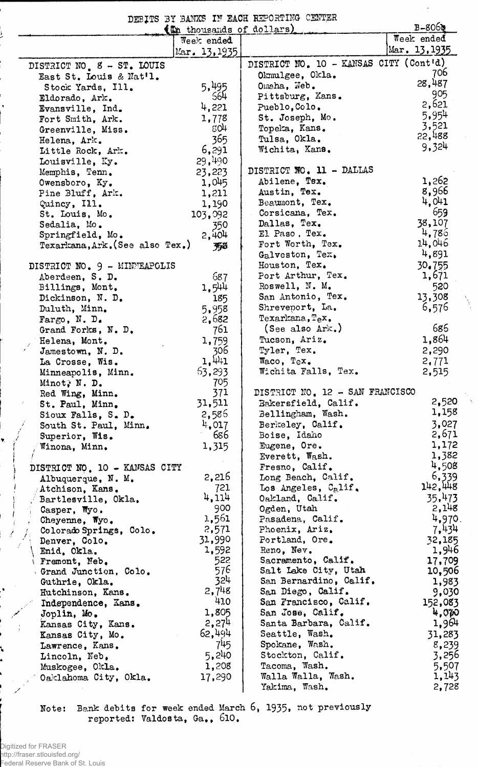B-806b

DEBITS BY BANKS IN EACH REPORTING CENTER

(In thousands of dollars)

| | Week ended Mar. 13, 1935 |
|---|---|
| **DISTRICT NO. 8 - ST. LOUIS** | |
| East St. Louis & Nat'l. Stock Yards, Ill. | 5,495 |
| Eldorado, Ark. | 564 |
| Evansville, Ind. | 4,221 |
| Fort Smith, Ark. | 1,778 |
| Greenville, Miss. | 804 |
| Helena, Ark. | 365 |
| Little Rock, Ark. | 6,291 |
| Louisville, Ky. | 29,490 |
| Memphis, Tenn. | 23,223 |
| Owensboro, Ky. | 1,045 |
| Pine Bluff, Ark. | 1,211 |
| Quincy, Ill. | 1,190 |
| St. Louis, Mo. | 103,092 |
| Sedalia, Mo. | 350 |
| Springfield, Mo. | 2,404 |
| Texarkana, Ark. (See also Tex.) | 358 |
| **DISTRICT NO. 9 - MINNEAPOLIS** | |
| Aberdeen, S. D. | 687 |
| Billings, Mont. | 1,544 |
| Dickinson, N. D. | 185 |
| Duluth, Minn. | 5,958 |
| Fargo, N. D. | 2,682 |
| Grand Forks, N. D. | 761 |
| Helena, Mont. | 1,759 |
| Jamestown, N. D. | 306 |
| La Crosse, Wis. | 1,441 |
| Minneapolis, Minn. | 53,293 |
| Minot, N. D. | 705 |
| Red Wing, Minn. | 371 |
| St. Paul, Minn. | 31,511 |
| Sioux Falls, S. D. | 2,586 |
| South St. Paul, Minn. | 4,017 |
| Superior, Wis. | 686 |
| Winona, Minn. | 1,315 |
| **DISTRICT NO. 10 - KANSAS CITY** | |
| Albuquerque, N. M. | 2,216 |
| Atchison, Kans. | 721 |
| Bartlesville, Okla. | 4,114 |
| Casper, Wyo. | 900 |
| Cheyenne, Wyo. | 1,561 |
| Colorado Springs, Colo. | 2,571 |
| Denver, Colo. | 31,990 |
| Enid, Okla. | 1,592 |
| Fremont, Neb. | 522 |
| Grand Junction, Colo. | 576 |
| Guthrie, Okla. | 324 |
| Hutchinson, Kans. | 2,748 |
| Independence, Kans. | 410 |
| Joplin, Mo. | 1,805 |
| Kansas City, Kans. | 2,274 |
| Kansas City, Mo. | 62,494 |
| Lawrence, Kans. | 745 |
| Lincoln, Neb. | 5,240 |
| Muskogee, Okla. | 1,208 |
| Oklahoma City, Okla. | 17,290 |
| **DISTRICT NO. 10 - KANSAS CITY (Cont'd)** | |
| Okmulgee, Okla. | 706 |
| Omaha, Neb. | 28,487 |
| Pittsburg, Kans. | 905 |
| Pueblo, Colo. | 2,621 |
| St. Joseph, Mo. | 5,954 |
| Topeka, Kans. | 3,521 |
| Tulsa, Okla. | 22,488 |
| Wichita, Kans. | 9,324 |
| **DISTRICT NO. 11 - DALLAS** | |
| Abilene, Tex. | 1,262 |
| Austin, Tex. | 8,966 |
| Beaumont, Tex. | 4,041 |
| Corsicana, Tex. | 659 |
| Dallas, Tex. | 38,107 |
| El Paso, Tex. | 4,786 |
| Fort Worth, Tex. | 14,046 |
| Galveston, Tex. | 4,891 |
| Houston, Tex. | 30,755 |
| Port Arthur, Tex. | 1,671 |
| Roswell, N. M. | 520 |
| San Antonio, Tex. | 13,308 |
| Shreveport, La. | 6,576 |
| Texarkana, Tex. (See also Ark.) | 686 |
| Tucson, Ariz. | 1,864 |
| Tyler, Tex. | 2,290 |
| Waco, Tex. | 2,771 |
| Wichita Falls, Tex. | 2,515 |
| **DISTRICT NO. 12 - SAN FRANCISCO** | |
| Bakersfield, Calif. | 2,520 |
| Bellingham, Wash. | 1,158 |
| Berkeley, Calif. | 3,027 |
| Boise, Idaho | 2,671 |
| Eugene, Ore. | 1,172 |
| Everett, Wash. | 1,382 |
| Fresno, Calif. | 4,508 |
| Long Beach, Calif. | 6,339 |
| Los Angeles, Calif. | 142,448 |
| Oakland, Calif. | 35,473 |
| Ogden, Utah | 2,148 |
| Pasadena, Calif. | 4,970 |
| Phoenix, Ariz. | 7,434 |
| Portland, Ore. | 32,185 |
| Reno, Nev. | 1,946 |
| Sacramento, Calif. | 17,709 |
| Salt Lake City, Utah | 10,506 |
| San Bernardino, Calif. | 1,983 |
| San Diego, Calif. | 9,030 |
| San Francisco, Calif. | 152,083 |
| San Jose, Calif. | 4,070 |
| Santa Barbara, Calif. | 1,964 |
| Seattle, Wash. | 31,283 |
| Spokane, Wash. | 8,239 |
| Stockton, Calif. | 3,256 |
| Tacoma, Wash. | 5,507 |
| Walla Walla, Wash. | 1,143 |
| Yakima, Wash. | 2,728 |

Note: Bank debits for week ended March 6, 1935, not previously reported: Valdosta, Ga., 610.